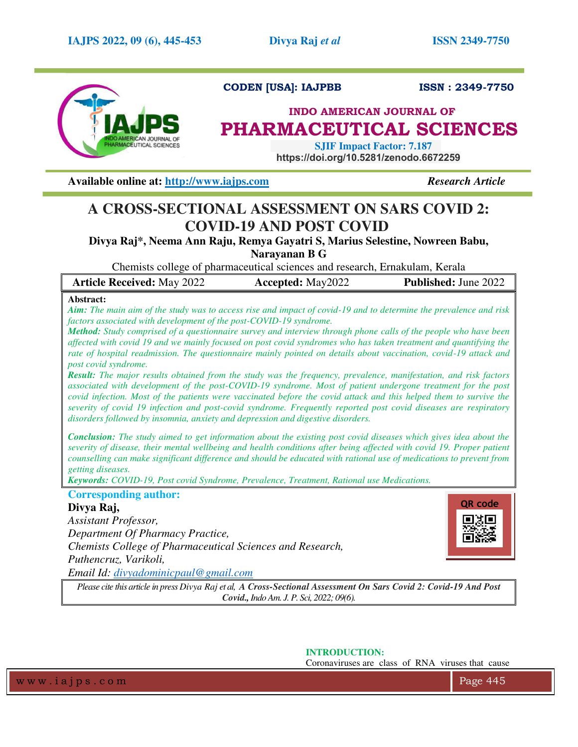CODEN [USA]: IAJPBB ISSN : 2349-7750

**INDO AMERICAN JOURNAL OF**
# PHARMACEUTICAL SCIENCES

SJIF Impact Factor: 7.187
https://doi.org/10.5281/zenodo.6672259

**Available online at:** http://www.iajps.com *Research Article*

# A CROSS-SECTIONAL ASSESSMENT ON SARS COVID 2: COVID-19 AND POST COVID

**Divya Raj\*, Neema Ann Raju, Remya Gayatri S, Marius Selestine, Nowreen Babu, Narayanan B G**

Chemists college of pharmaceutical sciences and research, Ernakulam, Kerala

| **Article Received:** May 2022 | **Accepted:** May2022 | **Published:** June 2022 |
|---|---|---|

**Abstract:**

***Aim:*** *The main aim of the study was to access rise and impact of covid-19 and to determine the prevalence and risk factors associated with development of the post-COVID-19 syndrome.*

***Method:*** *Study comprised of a questionnaire survey and interview through phone calls of the people who have been affected with covid 19 and we mainly focused on post covid syndromes who has taken treatment and quantifying the rate of hospital readmission. The questionnaire mainly pointed on details about vaccination, covid-19 attack and post covid syndrome.*

***Result:*** *The major results obtained from the study was the frequency, prevalence, manifestation, and risk factors associated with development of the post-COVID-19 syndrome. Most of patient undergone treatment for the post covid infection. Most of the patients were vaccinated before the covid attack and this helped them to survive the severity of covid 19 infection and post-covid syndrome. Frequently reported post covid diseases are respiratory disorders followed by insomnia, anxiety and depression and digestive disorders.*

***Conclusion:*** *The study aimed to get information about the existing post covid diseases which gives idea about the severity of disease, their mental wellbeing and health conditions after being affected with covid 19. Proper patient counselling can make significant difference and should be educated with rational use of medications to prevent from getting diseases.*

***Keywords:*** *COVID-19, Post covid Syndrome, Prevalence, Treatment, Rational use Medications.*

**Corresponding author:**

**Divya Raj,**
*Assistant Professor,*
*Department Of Pharmacy Practice,*
*Chemists College of Pharmaceutical Sciences and Research,*
*Puthencruz, Varikoli,*
*Email Id: divyadominicpaul@gmail.com*

QR code

*Please cite this article in press Divya Raj et al,* ***A Cross-Sectional Assessment On Sars Covid 2: Covid-19 And Post Covid.,*** *Indo Am. J. P. Sci, 2022; 09(6).*

## INTRODUCTION:

Coronaviruses are class of RNA viruses that cause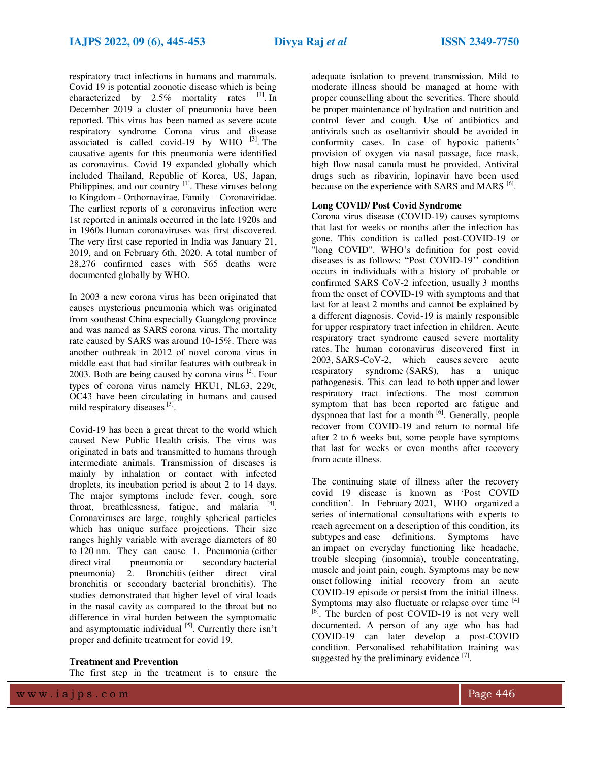respiratory tract infections in humans and mammals. Covid 19 is potential zoonotic disease which is being characterized by 2.5% mortality rates [1]. In December 2019 a cluster of pneumonia have been reported. This virus has been named as severe acute respiratory syndrome Corona virus and disease associated is called covid-19 by WHO [3]. The causative agents for this pneumonia were identified as coronavirus. Covid 19 expanded globally which included Thailand, Republic of Korea, US, Japan, Philippines, and our country [1]. These viruses belong to Kingdom - Orthornavirae, Family – Coronaviridae. The earliest reports of a coronavirus infection were 1st reported in animals occurred in the late 1920s and in 1960s Human coronaviruses was first discovered. The very first case reported in India was January 21, 2019, and on February 6th, 2020. A total number of 28,276 confirmed cases with 565 deaths were documented globally by WHO.

In 2003 a new corona virus has been originated that causes mysterious pneumonia which was originated from southeast China especially Guangdong province and was named as SARS corona virus. The mortality rate caused by SARS was around 10-15%. There was another outbreak in 2012 of novel corona virus in middle east that had similar features with outbreak in 2003. Both are being caused by corona virus [2]. Four types of corona virus namely HKU1, NL63, 229t, OC43 have been circulating in humans and caused mild respiratory diseases [3].

Covid-19 has been a great threat to the world which caused New Public Health crisis. The virus was originated in bats and transmitted to humans through intermediate animals. Transmission of diseases is mainly by inhalation or contact with infected droplets, its incubation period is about 2 to 14 days. The major symptoms include fever, cough, sore throat, breathlessness, fatigue, and malaria [4]. Coronaviruses are large, roughly spherical particles which has unique surface projections. Their size ranges highly variable with average diameters of 80 to 120 nm. They can cause 1. Pneumonia (either direct viral pneumonia or secondary bacterial pneumonia) 2. Bronchitis (either direct viral bronchitis or secondary bacterial bronchitis). The studies demonstrated that higher level of viral loads in the nasal cavity as compared to the throat but no difference in viral burden between the symptomatic and asymptomatic individual [5]. Currently there isn't proper and definite treatment for covid 19.

**Treatment and Prevention**

The first step in the treatment is to ensure the adequate isolation to prevent transmission. Mild to moderate illness should be managed at home with proper counselling about the severities. There should be proper maintenance of hydration and nutrition and control fever and cough. Use of antibiotics and antivirals such as oseltamivir should be avoided in conformity cases. In case of hypoxic patients' provision of oxygen via nasal passage, face mask, high flow nasal canula must be provided. Antiviral drugs such as ribavirin, lopinavir have been used because on the experience with SARS and MARS [6].

**Long COVID/ Post Covid Syndrome**

Corona virus disease (COVID-19) causes symptoms that last for weeks or months after the infection has gone. This condition is called post-COVID-19 or "long COVID". WHO's definition for post covid diseases is as follows: "Post COVID-19'' condition occurs in individuals with a history of probable or confirmed SARS CoV-2 infection, usually 3 months from the onset of COVID-19 with symptoms and that last for at least 2 months and cannot be explained by a different diagnosis. Covid-19 is mainly responsible for upper respiratory tract infection in children. Acute respiratory tract syndrome caused severe mortality rates. The human coronavirus discovered first in 2003, SARS-CoV-2, which causes severe acute respiratory syndrome (SARS), has a unique pathogenesis. This can lead to both upper and lower respiratory tract infections. The most common symptom that has been reported are fatigue and dyspnoea that last for a month [6]. Generally, people recover from COVID-19 and return to normal life after 2 to 6 weeks but, some people have symptoms that last for weeks or even months after recovery from acute illness.

The continuing state of illness after the recovery covid 19 disease is known as 'Post COVID condition'. In February 2021, WHO organized a series of international consultations with experts to reach agreement on a description of this condition, its subtypes and case definitions. Symptoms have an impact on everyday functioning like headache, trouble sleeping (insomnia), trouble concentrating, muscle and joint pain, cough. Symptoms may be new onset following initial recovery from an acute COVID-19 episode or persist from the initial illness. Symptoms may also fluctuate or relapse over time [4] [6]. The burden of post COVID-19 is not very well documented. A person of any age who has had COVID-19 can later develop a post-COVID condition. Personalised rehabilitation training was suggested by the preliminary evidence [7].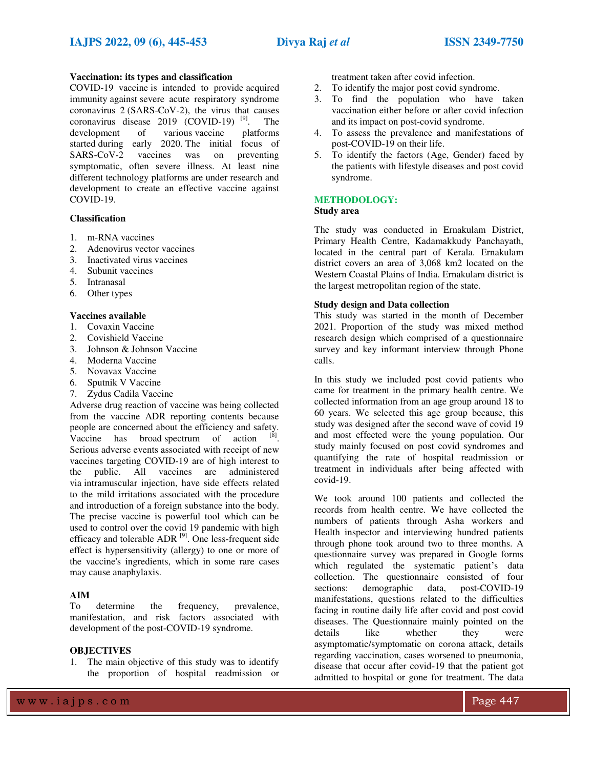### Vaccination: its types and classification

COVID-19 vaccine is intended to provide acquired immunity against severe acute respiratory syndrome coronavirus 2 (SARS-CoV-2), the virus that causes coronavirus disease 2019 (COVID-19) [9]. The development of various vaccine platforms started during early 2020. The initial focus of SARS-CoV-2 vaccines was on preventing symptomatic, often severe illness. At least nine different technology platforms are under research and development to create an effective vaccine against COVID-19.

### Classification

1. m-RNA vaccines
2. Adenovirus vector vaccines
3. Inactivated virus vaccines
4. Subunit vaccines
5. Intranasal
6. Other types

### Vaccines available

1. Covaxin Vaccine
2. Covishield Vaccine
3. Johnson & Johnson Vaccine
4. Moderna Vaccine
5. Novavax Vaccine
6. Sputnik V Vaccine
7. Zydus Cadila Vaccine

Adverse drug reaction of vaccine was being collected from the vaccine ADR reporting contents because people are concerned about the efficiency and safety. Vaccine has broad spectrum of action [8]. Serious adverse events associated with receipt of new vaccines targeting COVID-19 are of high interest to the public. All vaccines are administered via intramuscular injection, have side effects related to the mild irritations associated with the procedure and introduction of a foreign substance into the body. The precise vaccine is powerful tool which can be used to control over the covid 19 pandemic with high efficacy and tolerable ADR [9]. One less-frequent side effect is hypersensitivity (allergy) to one or more of the vaccine's ingredients, which in some rare cases may cause anaphylaxis.

## AIM

To determine the frequency, prevalence, manifestation, and risk factors associated with development of the post-COVID-19 syndrome.

## OBJECTIVES

1. The main objective of this study was to identify the proportion of hospital readmission or treatment taken after covid infection.
2. To identify the major post covid syndrome.
3. To find the population who have taken vaccination either before or after covid infection and its impact on post-covid syndrome.
4. To assess the prevalence and manifestations of post-COVID-19 on their life.
5. To identify the factors (Age, Gender) faced by the patients with lifestyle diseases and post covid syndrome.

## METHODOLOGY:

### Study area

The study was conducted in Ernakulam District, Primary Health Centre, Kadamakkudy Panchayath, located in the central part of Kerala. Ernakulam district covers an area of 3,068 km2 located on the Western Coastal Plains of India. Ernakulam district is the largest metropolitan region of the state.

### Study design and Data collection

This study was started in the month of December 2021. Proportion of the study was mixed method research design which comprised of a questionnaire survey and key informant interview through Phone calls.

In this study we included post covid patients who came for treatment in the primary health centre. We collected information from an age group around 18 to 60 years. We selected this age group because, this study was designed after the second wave of covid 19 and most effected were the young population. Our study mainly focused on post covid syndromes and quantifying the rate of hospital readmission or treatment in individuals after being affected with covid-19.

We took around 100 patients and collected the records from health centre. We have collected the numbers of patients through Asha workers and Health inspector and interviewing hundred patients through phone took around two to three months. A questionnaire survey was prepared in Google forms which regulated the systematic patient's data collection. The questionnaire consisted of four sections: demographic data, post-COVID-19 manifestations, questions related to the difficulties facing in routine daily life after covid and post covid diseases. The Questionnaire mainly pointed on the details like whether they were asymptomatic/symptomatic on corona attack, details regarding vaccination, cases worsened to pneumonia, disease that occur after covid-19 that the patient got admitted to hospital or gone for treatment. The data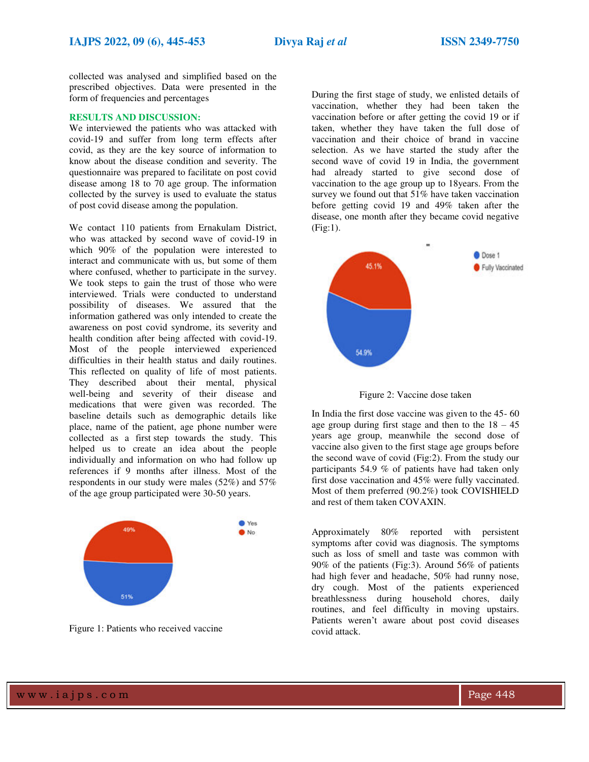collected was analysed and simplified based on the prescribed objectives. Data were presented in the form of frequencies and percentages

## RESULTS AND DISCUSSION:

We interviewed the patients who was attacked with covid-19 and suffer from long term effects after covid, as they are the key source of information to know about the disease condition and severity. The questionnaire was prepared to facilitate on post covid disease among 18 to 70 age group. The information collected by the survey is used to evaluate the status of post covid disease among the population.

We contact 110 patients from Ernakulam District, who was attacked by second wave of covid-19 in which 90% of the population were interested to interact and communicate with us, but some of them where confused, whether to participate in the survey. We took steps to gain the trust of those who were interviewed. Trials were conducted to understand possibility of diseases. We assured that the information gathered was only intended to create the awareness on post covid syndrome, its severity and health condition after being affected with covid-19. Most of the people interviewed experienced difficulties in their health status and daily routines. This reflected on quality of life of most patients. They described about their mental, physical well-being and severity of their disease and medications that were given was recorded. The baseline details such as demographic details like place, name of the patient, age phone number were collected as a first step towards the study. This helped us to create an idea about the people individually and information on who had follow up references if 9 months after illness. Most of the respondents in our study were males (52%) and 57% of the age group participated were 30-50 years.

Figure 1: Patients who received vaccine

During the first stage of study, we enlisted details of vaccination, whether they had been taken the vaccination before or after getting the covid 19 or if taken, whether they have taken the full dose of vaccination and their choice of brand in vaccine selection. As we have started the study after the second wave of covid 19 in India, the government had already started to give second dose of vaccination to the age group up to 18years. From the survey we found out that 51% have taken vaccination before getting covid 19 and 49% taken after the disease, one month after they became covid negative (Fig:1).

Figure 2: Vaccine dose taken

In India the first dose vaccine was given to the 45- 60 age group during first stage and then to the 18 – 45 years age group, meanwhile the second dose of vaccine also given to the first stage age groups before the second wave of covid (Fig:2). From the study our participants 54.9 % of patients have had taken only first dose vaccination and 45% were fully vaccinated. Most of them preferred (90.2%) took COVISHIELD and rest of them taken COVAXIN.

Approximately 80% reported with persistent symptoms after covid was diagnosis. The symptoms such as loss of smell and taste was common with 90% of the patients (Fig:3). Around 56% of patients had high fever and headache, 50% had runny nose, dry cough. Most of the patients experienced breathlessness during household chores, daily routines, and feel difficulty in moving upstairs. Patients weren't aware about post covid diseases covid attack.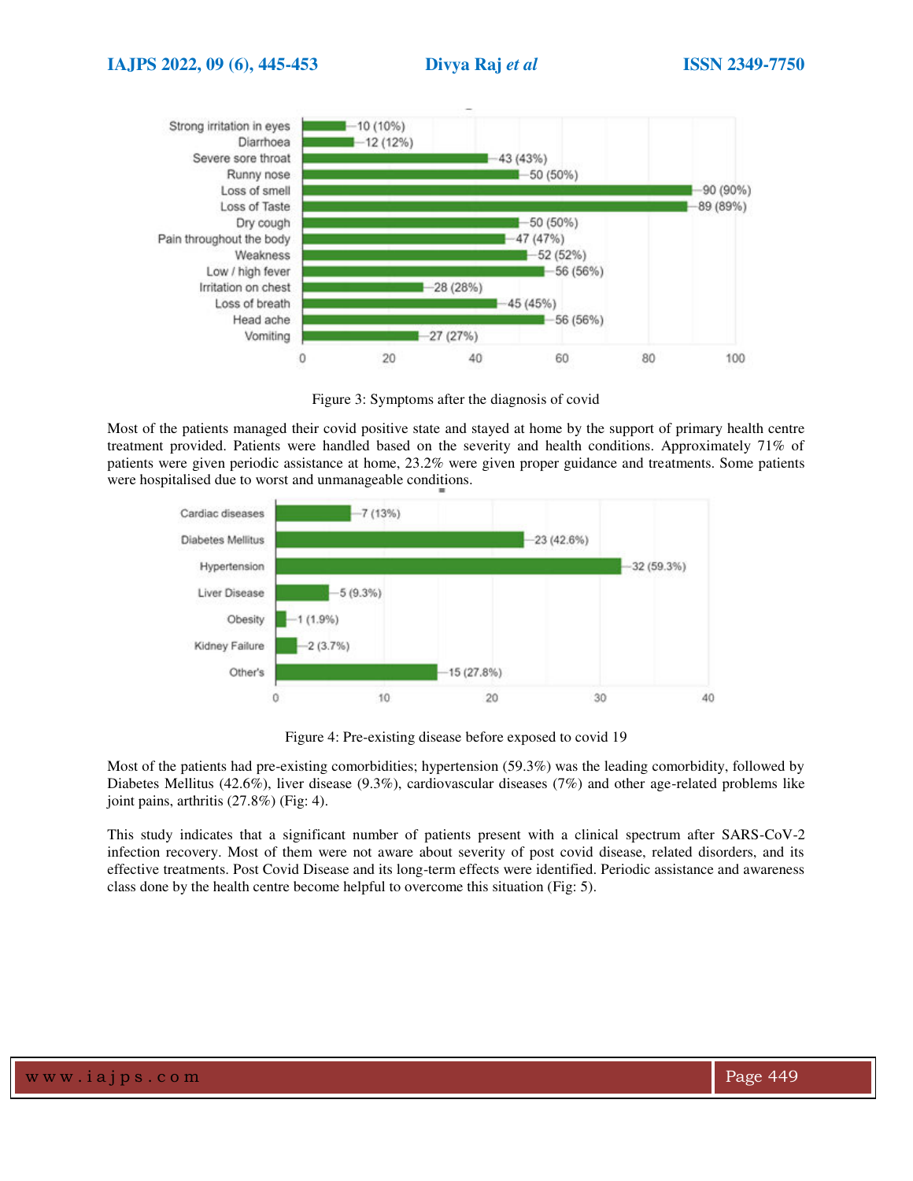Figure 3: Symptoms after the diagnosis of covid

Most of the patients managed their covid positive state and stayed at home by the support of primary health centre treatment provided. Patients were handled based on the severity and health conditions. Approximately 71% of patients were given periodic assistance at home, 23.2% were given proper guidance and treatments. Some patients were hospitalised due to worst and unmanageable conditions.

Figure 4: Pre-existing disease before exposed to covid 19

Most of the patients had pre-existing comorbidities; hypertension (59.3%) was the leading comorbidity, followed by Diabetes Mellitus (42.6%), liver disease (9.3%), cardiovascular diseases (7%) and other age-related problems like joint pains, arthritis (27.8%) (Fig: 4).

This study indicates that a significant number of patients present with a clinical spectrum after SARS-CoV-2 infection recovery. Most of them were not aware about severity of post covid disease, related disorders, and its effective treatments. Post Covid Disease and its long-term effects were identified. Periodic assistance and awareness class done by the health centre become helpful to overcome this situation (Fig: 5).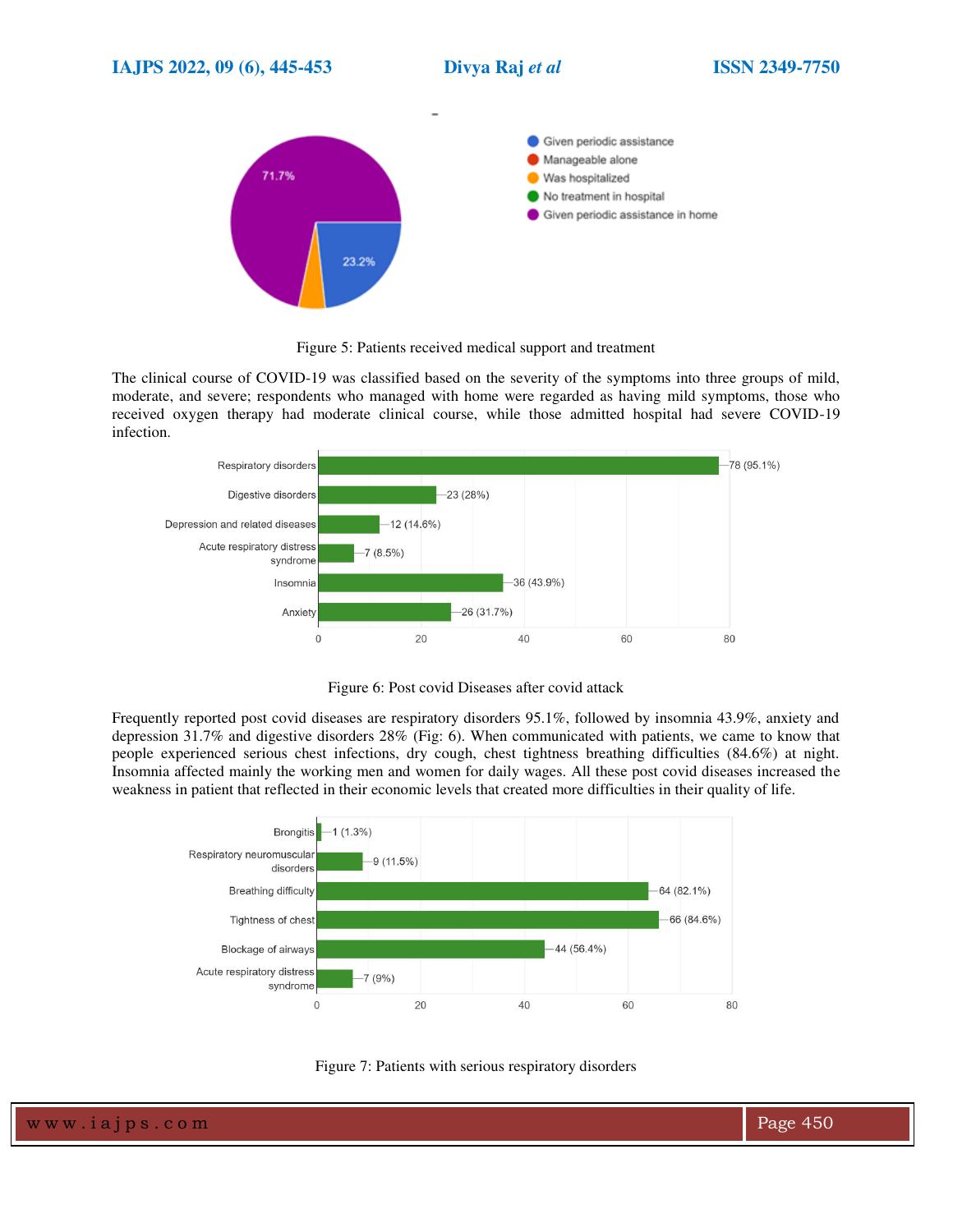Figure 5: Patients received medical support and treatment

The clinical course of COVID-19 was classified based on the severity of the symptoms into three groups of mild, moderate, and severe; respondents who managed with home were regarded as having mild symptoms, those who received oxygen therapy had moderate clinical course, while those admitted hospital had severe COVID-19 infection.

Figure 6: Post covid Diseases after covid attack

Frequently reported post covid diseases are respiratory disorders 95.1%, followed by insomnia 43.9%, anxiety and depression 31.7% and digestive disorders 28% (Fig: 6). When communicated with patients, we came to know that people experienced serious chest infections, dry cough, chest tightness breathing difficulties (84.6%) at night. Insomnia affected mainly the working men and women for daily wages. All these post covid diseases increased the weakness in patient that reflected in their economic levels that created more difficulties in their quality of life.

Figure 7: Patients with serious respiratory disorders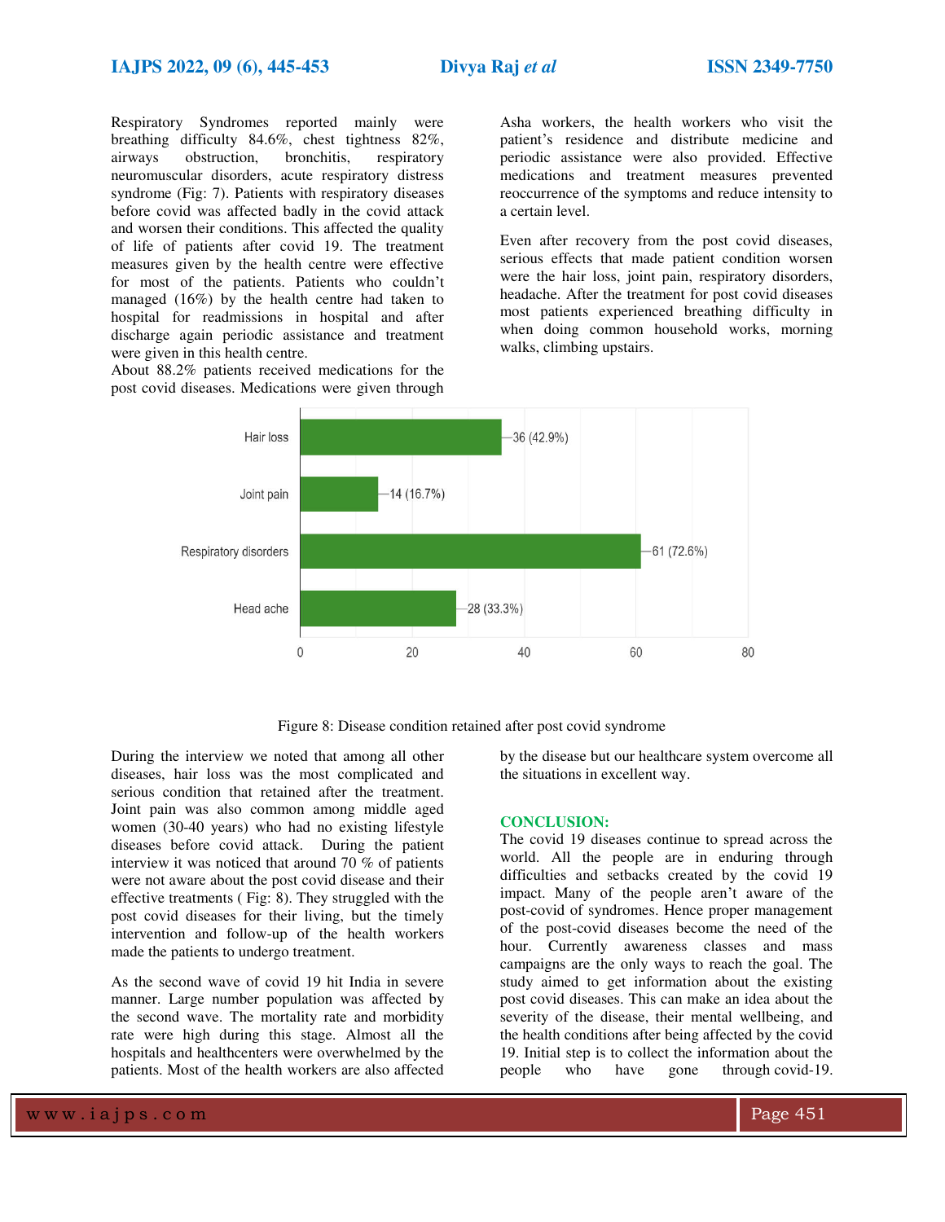Respiratory Syndromes reported mainly were breathing difficulty 84.6%, chest tightness 82%, airways obstruction, bronchitis, respiratory neuromuscular disorders, acute respiratory distress syndrome (Fig: 7). Patients with respiratory diseases before covid was affected badly in the covid attack and worsen their conditions. This affected the quality of life of patients after covid 19. The treatment measures given by the health centre were effective for most of the patients. Patients who couldn't managed (16%) by the health centre had taken to hospital for readmissions in hospital and after discharge again periodic assistance and treatment were given in this health centre.

About 88.2% patients received medications for the post covid diseases. Medications were given through Asha workers, the health workers who visit the patient's residence and distribute medicine and periodic assistance were also provided. Effective medications and treatment measures prevented reoccurrence of the symptoms and reduce intensity to a certain level.

Even after recovery from the post covid diseases, serious effects that made patient condition worsen were the hair loss, joint pain, respiratory disorders, headache. After the treatment for post covid diseases most patients experienced breathing difficulty in when doing common household works, morning walks, climbing upstairs.

| Condition | Count (%) |
| --- | --- |
| Hair loss | 36 (42.9%) |
| Joint pain | 14 (16.7%) |
| Respiratory disorders | 61 (72.6%) |
| Head ache | 28 (33.3%) |

Figure 8: Disease condition retained after post covid syndrome

During the interview we noted that among all other diseases, hair loss was the most complicated and serious condition that retained after the treatment. Joint pain was also common among middle aged women (30-40 years) who had no existing lifestyle diseases before covid attack. During the patient interview it was noticed that around 70 % of patients were not aware about the post covid disease and their effective treatments ( Fig: 8). They struggled with the post covid diseases for their living, but the timely intervention and follow-up of the health workers made the patients to undergo treatment.

As the second wave of covid 19 hit India in severe manner. Large number population was affected by the second wave. The mortality rate and morbidity rate were high during this stage. Almost all the hospitals and healthcenters were overwhelmed by the patients. Most of the health workers are also affected by the disease but our healthcare system overcome all the situations in excellent way.

## CONCLUSION:

The covid 19 diseases continue to spread across the world. All the people are in enduring through difficulties and setbacks created by the covid 19 impact. Many of the people aren't aware of the post-covid of syndromes. Hence proper management of the post-covid diseases become the need of the hour. Currently awareness classes and mass campaigns are the only ways to reach the goal. The study aimed to get information about the existing post covid diseases. This can make an idea about the severity of the disease, their mental wellbeing, and the health conditions after being affected by the covid 19. Initial step is to collect the information about the people who have gone through covid-19.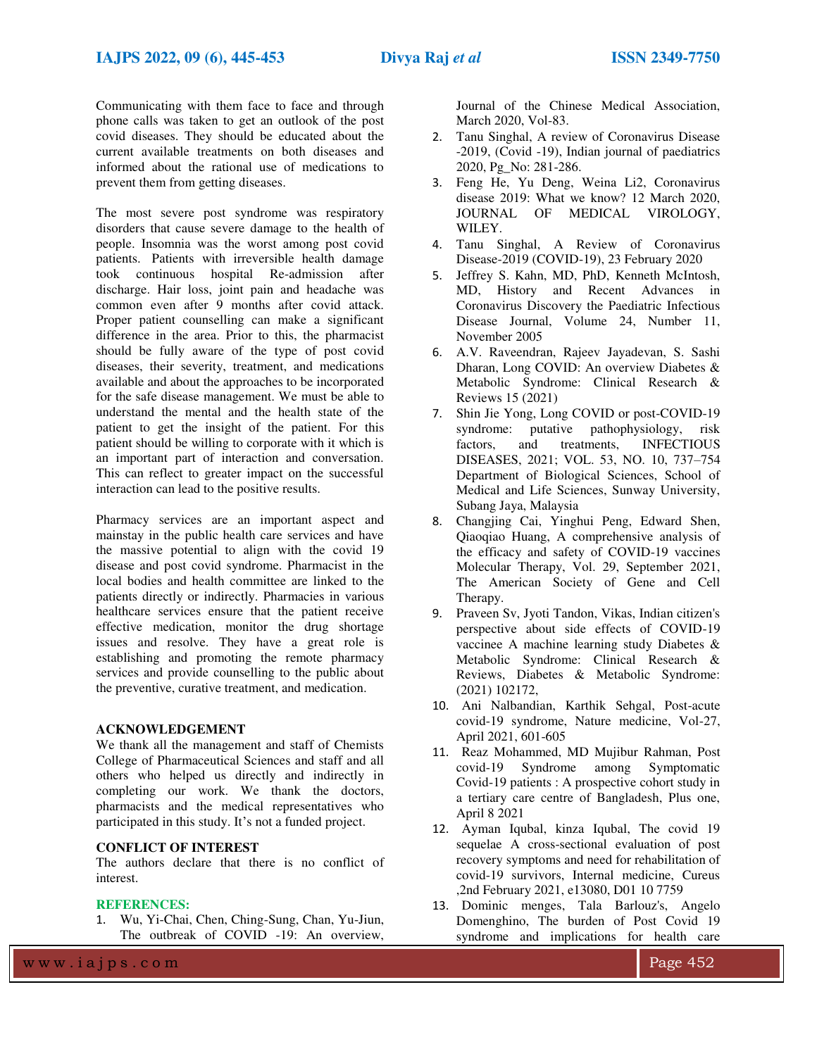Communicating with them face to face and through phone calls was taken to get an outlook of the post covid diseases. They should be educated about the current available treatments on both diseases and informed about the rational use of medications to prevent them from getting diseases.

The most severe post syndrome was respiratory disorders that cause severe damage to the health of people. Insomnia was the worst among post covid patients. Patients with irreversible health damage took continuous hospital Re-admission after discharge. Hair loss, joint pain and headache was common even after 9 months after covid attack. Proper patient counselling can make a significant difference in the area. Prior to this, the pharmacist should be fully aware of the type of post covid diseases, their severity, treatment, and medications available and about the approaches to be incorporated for the safe disease management. We must be able to understand the mental and the health state of the patient to get the insight of the patient. For this patient should be willing to corporate with it which is an important part of interaction and conversation. This can reflect to greater impact on the successful interaction can lead to the positive results.

Pharmacy services are an important aspect and mainstay in the public health care services and have the massive potential to align with the covid 19 disease and post covid syndrome. Pharmacist in the local bodies and health committee are linked to the patients directly or indirectly. Pharmacies in various healthcare services ensure that the patient receive effective medication, monitor the drug shortage issues and resolve. They have a great role is establishing and promoting the remote pharmacy services and provide counselling to the public about the preventive, curative treatment, and medication.

## ACKNOWLEDGEMENT

We thank all the management and staff of Chemists College of Pharmaceutical Sciences and staff and all others who helped us directly and indirectly in completing our work. We thank the doctors, pharmacists and the medical representatives who participated in this study. It's not a funded project.

## CONFLICT OF INTEREST

The authors declare that there is no conflict of interest.

## REFERENCES:

1. Wu, Yi-Chai, Chen, Ching-Sung, Chan, Yu-Jiun, The outbreak of COVID -19: An overview, Journal of the Chinese Medical Association, March 2020, Vol-83.
2. Tanu Singhal, A review of Coronavirus Disease -2019, (Covid -19), Indian journal of paediatrics 2020, Pg_No: 281-286.
3. Feng He, Yu Deng, Weina Li2, Coronavirus disease 2019: What we know? 12 March 2020, JOURNAL OF MEDICAL VIROLOGY, WILEY.
4. Tanu Singhal, A Review of Coronavirus Disease-2019 (COVID-19), 23 February 2020
5. Jeffrey S. Kahn, MD, PhD, Kenneth McIntosh, MD, History and Recent Advances in Coronavirus Discovery the Paediatric Infectious Disease Journal, Volume 24, Number 11, November 2005
6. A.V. Raveendran, Rajeev Jayadevan, S. Sashi Dharan, Long COVID: An overview Diabetes & Metabolic Syndrome: Clinical Research & Reviews 15 (2021)
7. Shin Jie Yong, Long COVID or post-COVID-19 syndrome: putative pathophysiology, risk factors, and treatments, INFECTIOUS DISEASES, 2021; VOL. 53, NO. 10, 737–754 Department of Biological Sciences, School of Medical and Life Sciences, Sunway University, Subang Jaya, Malaysia
8. Changjing Cai, Yinghui Peng, Edward Shen, Qiaoqiao Huang, A comprehensive analysis of the efficacy and safety of COVID-19 vaccines Molecular Therapy, Vol. 29, September 2021, The American Society of Gene and Cell Therapy.
9. Praveen Sv, Jyoti Tandon, Vikas, Indian citizen's perspective about side effects of COVID-19 vaccinee A machine learning study Diabetes & Metabolic Syndrome: Clinical Research & Reviews, Diabetes & Metabolic Syndrome: (2021) 102172,
10. Ani Nalbandian, Karthik Sehgal, Post-acute covid-19 syndrome, Nature medicine, Vol-27, April 2021, 601-605
11. Reaz Mohammed, MD Mujibur Rahman, Post covid-19 Syndrome among Symptomatic Covid-19 patients : A prospective cohort study in a tertiary care centre of Bangladesh, Plus one, April 8 2021
12. Ayman Iqubal, kinza Iqubal, The covid 19 sequelae A cross-sectional evaluation of post recovery symptoms and need for rehabilitation of covid-19 survivors, Internal medicine, Cureus ,2nd February 2021, e13080, D01 10 7759
13. Dominic menges, Tala Barlouz's, Angelo Domenghino, The burden of Post Covid 19 syndrome and implications for health care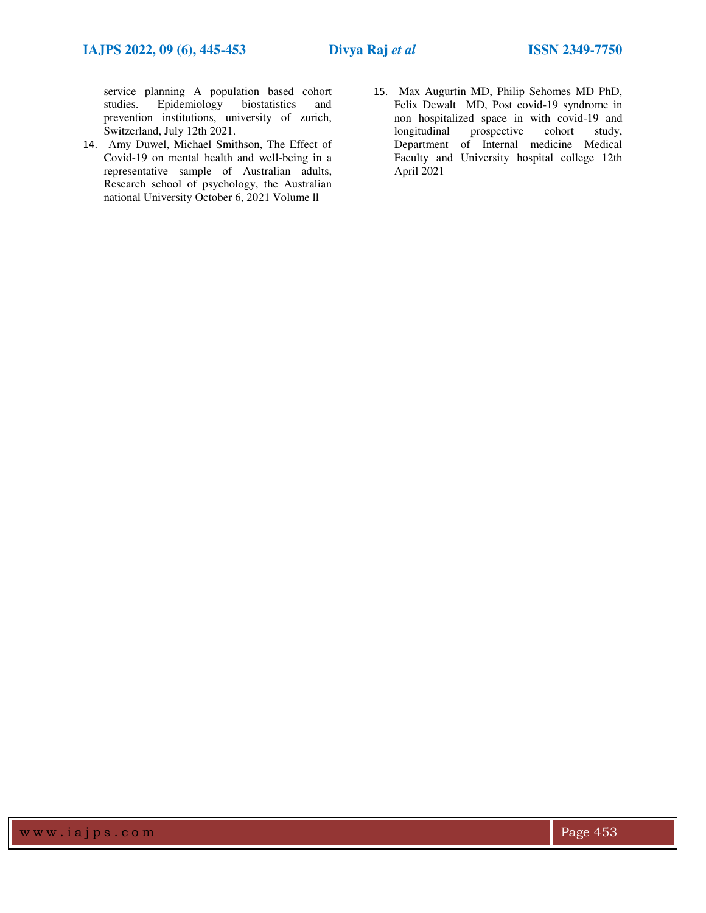service planning A population based cohort studies. Epidemiology biostatistics and prevention institutions, university of zurich, Switzerland, July 12th 2021.

14. Amy Duwel, Michael Smithson, The Effect of Covid-19 on mental health and well-being in a representative sample of Australian adults, Research school of psychology, the Australian national University October 6, 2021 Volume ll

15. Max Augurtin MD, Philip Sehomes MD PhD, Felix Dewalt MD, Post covid-19 syndrome in non hospitalized space in with covid-19 and longitudinal prospective cohort study, Department of Internal medicine Medical Faculty and University hospital college 12th April 2021